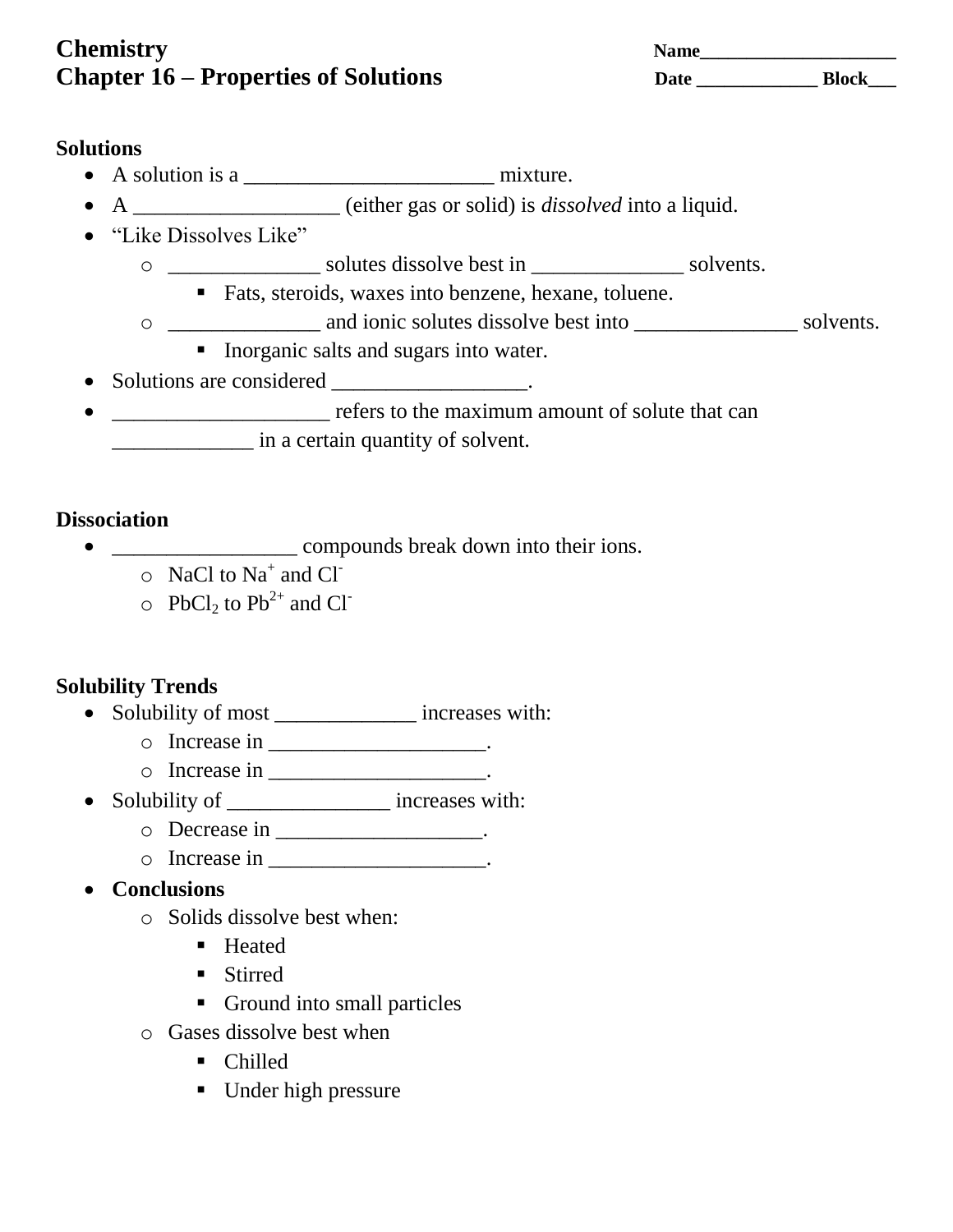# Chemistry
## Chapter 16 – Properties of Solutions

**Name_____________________**
**Date _____________ Block___**

**Solutions**

- A solution is a _______________________ mixture.
- A ___________________ (either gas or solid) is *dissolved* into a liquid.
- "Like Dissolves Like"
  - ______________ solutes dissolve best in ______________ solvents.
    - Fats, steroids, waxes into benzene, hexane, toluene.
  - ______________ and ionic solutes dissolve best into _______________ solvents.
    - Inorganic salts and sugars into water.
- Solutions are considered __________________.
- ____________________ refers to the maximum amount of solute that can _____________ in a certain quantity of solvent.

**Dissociation**

- _________________ compounds break down into their ions.
  - NaCl to $Na^+$ and $Cl^-$
  - $PbCl_2$ to $Pb^{2+}$ and $Cl^-$

**Solubility Trends**

- Solubility of most _____________ increases with:
  - Increase in ____________________.
  - Increase in ____________________.
- Solubility of _______________ increases with:
  - Decrease in ___________________.
  - Increase in ____________________.
- **Conclusions**
  - Solids dissolve best when:
    - Heated
    - Stirred
    - Ground into small particles
  - Gases dissolve best when
    - Chilled
    - Under high pressure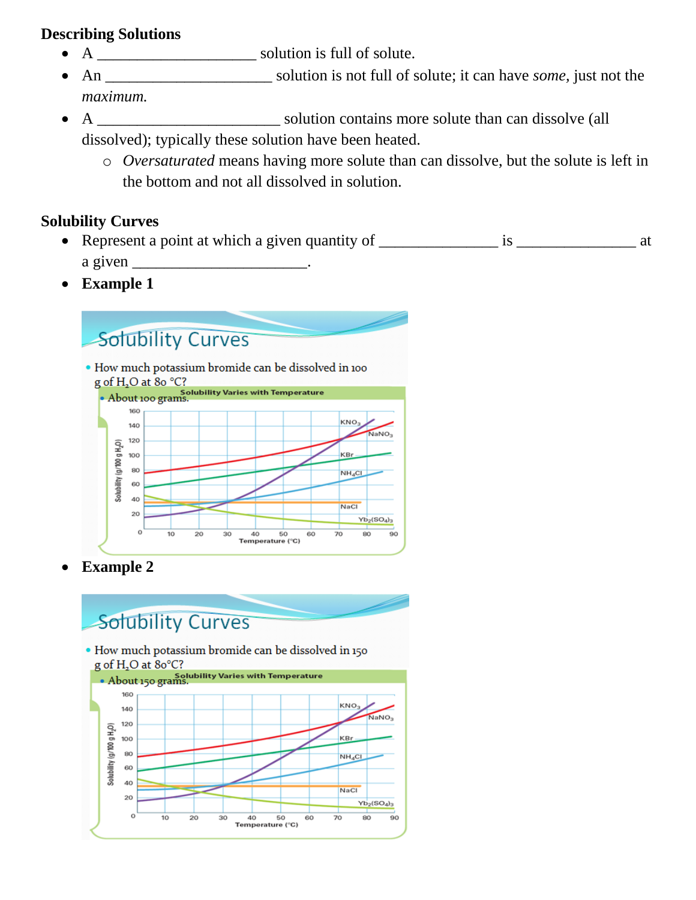## Describing Solutions

- A ____________________ solution is full of solute.
- An _____________________ solution is not full of solute; it can have *some*, just not the *maximum.*
- A _______________________ solution contains more solute than can dissolve (all dissolved); typically these solution have been heated.
  - *Oversaturated* means having more solute than can dissolve, but the solute is left in the bottom and not all dissolved in solution.

## Solubility Curves

- Represent a point at which a given quantity of _______________ is _______________ at a given ______________________.
- **Example 1**

Solubility Curves

- How much potassium bromide can be dissolved in 100 g of $H_2O$ at 80 °C?
  - About 100 grams.

Solubility Varies with Temperature

Solubility (g/100 g $H_2O$)

160
140
120
100
80
60
40
20
0

10 20 30 40 50 60 70 80 90

Temperature (°C)

$KNO_3$
$NaNO_3$
KBr
$NH_4Cl$
NaCl
$Yb_2(SO_4)_3$

- **Example 2**

Solubility Curves

- How much potassium bromide can be dissolved in 150 g of $H_2O$ at 80°C?
  - About 150 grams.

Solubility Varies with Temperature

Solubility (g/100 g $H_2O$)

160
140
120
100
80
60
40
20
0

10 20 30 40 50 60 70 80 90

Temperature (°C)

$KNO_3$
$NaNO_3$
KBr
$NH_4Cl$
NaCl
$Yb_2(SO_4)_3$